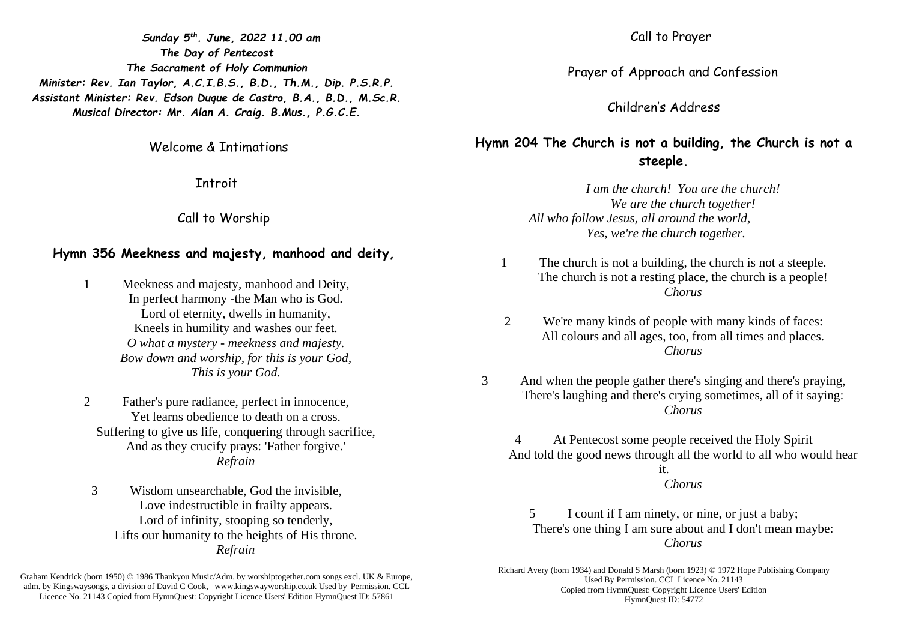***Sunday 5th. June, 2022 11.00 am***
***The Day of Pentecost***
***The Sacrament of Holy Communion***
***Minister: Rev. Ian Taylor, A.C.I.B.S., B.D., Th.M., Dip. P.S.R.P.***
***Assistant Minister: Rev. Edson Duque de Castro, B.A., B.D., M.Sc.R.***
***Musical Director: Mr. Alan A. Craig. B.Mus., P.G.C.E.***

Welcome & Intimations

Introit

Call to Worship

## Hymn 356 Meekness and majesty, manhood and deity,

1 Meekness and majesty, manhood and Deity,
In perfect harmony -the Man who is God.
Lord of eternity, dwells in humanity,
Kneels in humility and washes our feet.
*O what a mystery - meekness and majesty.*
*Bow down and worship, for this is your God,*
*This is your God.*

2 Father's pure radiance, perfect in innocence,
Yet learns obedience to death on a cross.
Suffering to give us life, conquering through sacrifice,
And as they crucify prays: 'Father forgive.'
*Refrain*

3 Wisdom unsearchable, God the invisible,
Love indestructible in frailty appears.
Lord of infinity, stooping so tenderly,
Lifts our humanity to the heights of His throne.
*Refrain*

Graham Kendrick (born 1950) © 1986 Thankyou Music/Adm. by worshiptogether.com songs excl. UK & Europe, adm. by Kingswaysongs, a division of David C Cook, www.kingswayworship.co.uk Used by Permission. CCL Licence No. 21143 Copied from HymnQuest: Copyright Licence Users' Edition HymnQuest ID: 57861

Call to Prayer

Prayer of Approach and Confession

Children's Address

## Hymn 204 The Church is not a building, the Church is not a steeple.

*I am the church! You are the church!*
*We are the church together!*
*All who follow Jesus, all around the world,*
*Yes, we're the church together.*

1 The church is not a building, the church is not a steeple.
The church is not a resting place, the church is a people!
*Chorus*

2 We're many kinds of people with many kinds of faces:
All colours and all ages, too, from all times and places.
*Chorus*

3 And when the people gather there's singing and there's praying,
There's laughing and there's crying sometimes, all of it saying:
*Chorus*

4 At Pentecost some people received the Holy Spirit
And told the good news through all the world to all who would hear it.
*Chorus*

5 I count if I am ninety, or nine, or just a baby;
There's one thing I am sure about and I don't mean maybe:
*Chorus*

Richard Avery (born 1934) and Donald S Marsh (born 1923) © 1972 Hope Publishing Company Used By Permission. CCL Licence No. 21143 Copied from HymnQuest: Copyright Licence Users' Edition HymnQuest ID: 54772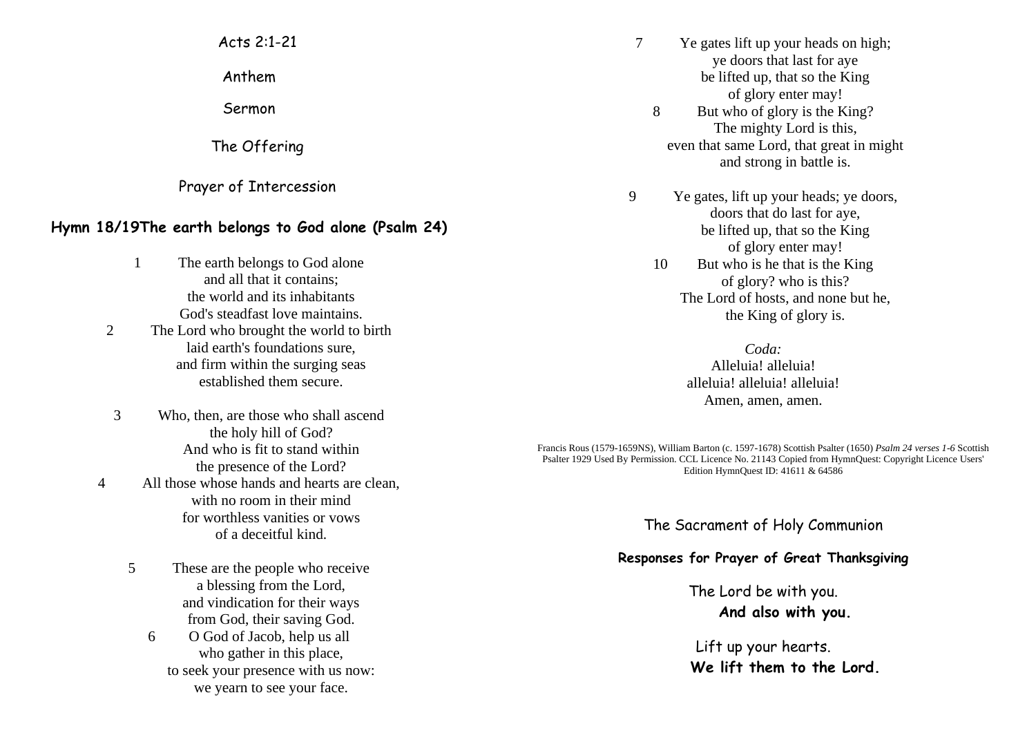Acts 2:1-21

Anthem

Sermon

The Offering

Prayer of Intercession

**Hymn 18/19The earth belongs to God alone (Psalm 24)**

1 The earth belongs to God alone
and all that it contains;
the world and its inhabitants
God's steadfast love maintains.

2 The Lord who brought the world to birth
laid earth's foundations sure,
and firm within the surging seas
established them secure.

3 Who, then, are those who shall ascend
the holy hill of God?
And who is fit to stand within
the presence of the Lord?

4 All those whose hands and hearts are clean,
with no room in their mind
for worthless vanities or vows
of a deceitful kind.

5 These are the people who receive
a blessing from the Lord,
and vindication for their ways
from God, their saving God.

6 O God of Jacob, help us all
who gather in this place,
to seek your presence with us now:
we yearn to see your face.

7 Ye gates lift up your heads on high;
ye doors that last for aye
be lifted up, that so the King
of glory enter may!

8 But who of glory is the King?
The mighty Lord is this,
even that same Lord, that great in might
and strong in battle is.

9 Ye gates, lift up your heads; ye doors,
doors that do last for aye,
be lifted up, that so the King
of glory enter may!

10 But who is he that is the King
of glory? who is this?
The Lord of hosts, and none but he,
the King of glory is.

*Coda:*
Alleluia! alleluia!
alleluia! alleluia! alleluia!
Amen, amen, amen.

Francis Rous (1579-1659NS), William Barton (c. 1597-1678) Scottish Psalter (1650) *Psalm 24 verses 1-6* Scottish Psalter 1929 Used By Permission. CCL Licence No. 21143 Copied from HymnQuest: Copyright Licence Users' Edition HymnQuest ID: 41611 & 64586

The Sacrament of Holy Communion

**Responses for Prayer of Great Thanksgiving**

The Lord be with you.
**And also with you.**

Lift up your hearts.
**We lift them to the Lord.**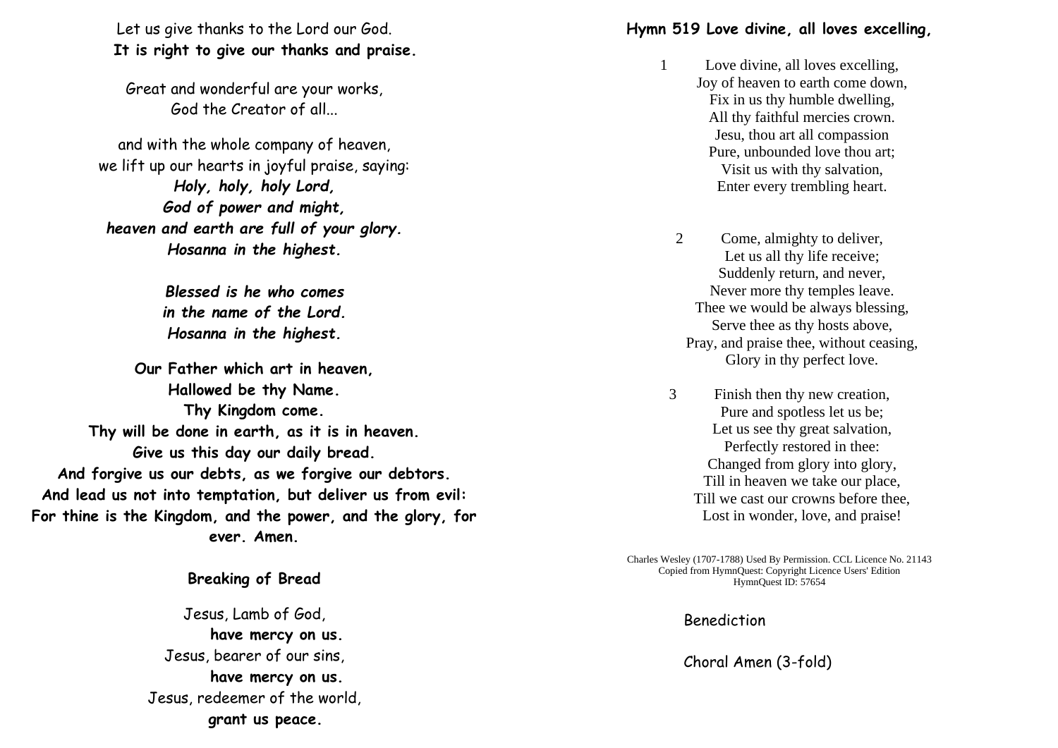Let us give thanks to the Lord our God.
**It is right to give our thanks and praise.**

Great and wonderful are your works,
God the Creator of all...

and with the whole company of heaven,
we lift up our hearts in joyful praise, saying:
***Holy, holy, holy Lord,***
***God of power and might,***
***heaven and earth are full of your glory.***
***Hosanna in the highest.***

***Blessed is he who comes***
***in the name of the Lord.***
***Hosanna in the highest.***

**Our Father which art in heaven,**
**Hallowed be thy Name.**
**Thy Kingdom come.**
**Thy will be done in earth, as it is in heaven.**
**Give us this day our daily bread.**
**And forgive us our debts, as we forgive our debtors.**
**And lead us not into temptation, but deliver us from evil:**
**For thine is the Kingdom, and the power, and the glory, for ever. Amen.**

**Breaking of Bread**

Jesus, Lamb of God,
**have mercy on us.**
Jesus, bearer of our sins,
**have mercy on us.**
Jesus, redeemer of the world,
**grant us peace.**

**Hymn 519 Love divine, all loves excelling,**

1 Love divine, all loves excelling,
Joy of heaven to earth come down,
Fix in us thy humble dwelling,
All thy faithful mercies crown.
Jesu, thou art all compassion
Pure, unbounded love thou art;
Visit us with thy salvation,
Enter every trembling heart.

2 Come, almighty to deliver,
Let us all thy life receive;
Suddenly return, and never,
Never more thy temples leave.
Thee we would be always blessing,
Serve thee as thy hosts above,
Pray, and praise thee, without ceasing,
Glory in thy perfect love.

3 Finish then thy new creation,
Pure and spotless let us be;
Let us see thy great salvation,
Perfectly restored in thee:
Changed from glory into glory,
Till in heaven we take our place,
Till we cast our crowns before thee,
Lost in wonder, love, and praise!

Charles Wesley (1707-1788) Used By Permission. CCL Licence No. 21143
Copied from HymnQuest: Copyright Licence Users' Edition
HymnQuest ID: 57654

Benediction

Choral Amen (3-fold)